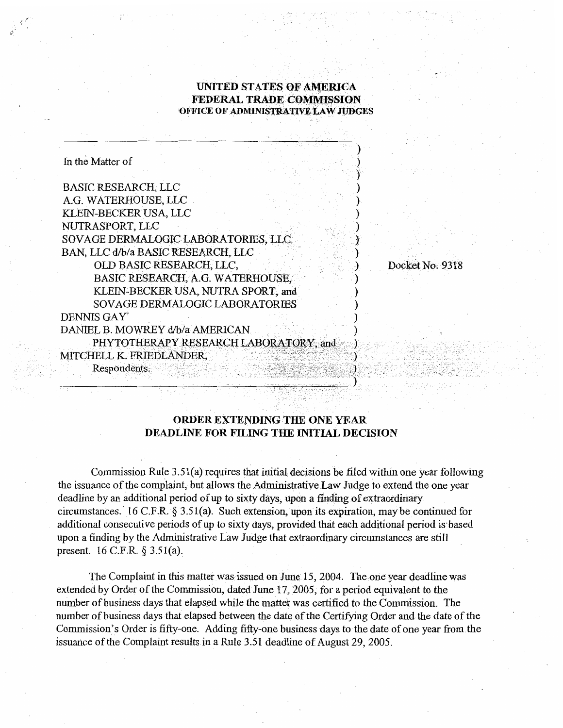# UNITED STATES OF AMERICA
## FEDERAL TRADE COMMISSION
### OFFICE OF ADMINISTRATIVE LAW JUDGES

In the Matter of

BASIC RESEARCH, LLC
A.G. WATERHOUSE, LLC
KLEIN-BECKER USA, LLC
NUTRASPORT, LLC
SOVAGE DERMALOGIC LABORATORIES, LLC
BAN, LLC d/b/a BASIC RESEARCH, LLC
OLD BASIC RESEARCH, LLC,
BASIC RESEARCH, A.G. WATERHOUSE,
KLEIN-BECKER USA, NUTRA SPORT, and
SOVAGE DERMALOGIC LABORATORIES
DENNIS GAY'
DANIEL B. MOWREY d/b/a AMERICAN
PHYTOTHERAPY RESEARCH LABORATORY, and
MITCHELL K. FRIEDLANDER,
Respondents.

Docket No. 9318

## ORDER EXTENDING THE ONE YEAR DEADLINE FOR FILING THE INITIAL DECISION

Commission Rule 3.51(a) requires that initial decisions be filed within one year following the issuance of the complaint, but allows the Administrative Law Judge to extend the one year deadline by an additional period of up to sixty days, upon a finding of extraordinary circumstances. 16 C.F.R. § 3.51(a). Such extension, upon its expiration, may be continued for additional consecutive periods of up to sixty days, provided that each additional period is based upon a finding by the Administrative Law Judge that extraordinary circumstances are still present. 16 C.F.R. § 3.51(a).

The Complaint in this matter was issued on June 15, 2004. The one year deadline was extended by Order of the Commission, dated June 17, 2005, for a period equivalent to the number of business days that elapsed while the matter was certified to the Commission. The number of business days that elapsed between the date of the Certifying Order and the date of the Commission's Order is fifty-one. Adding fifty-one business days to the date of one year from the issuance of the Complaint results in a Rule 3.51 deadline of August 29, 2005.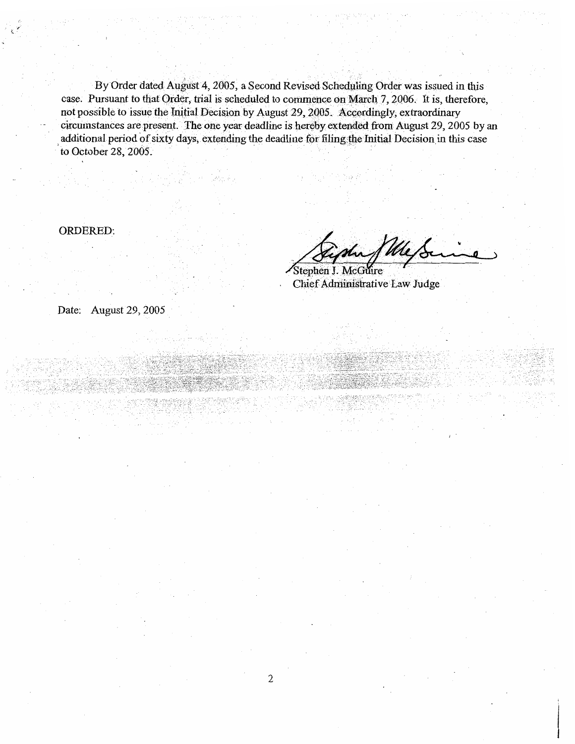By Order dated August 4, 2005, a Second Revised Scheduling Order was issued in this case. Pursuant to that Order, trial is scheduled to commence on March 7, 2006. It is, therefore, not possible to issue the Initial Decision by August 29, 2005. Accordingly, extraordinary circumstances are present. The one year deadline is hereby extended from August 29, 2005 by an additional period of sixty days, extending the deadline for filing the Initial Decision in this case to October 28, 2005.

ORDERED:

Stephen J. McGuire
Chief Administrative Law Judge

Date: August 29, 2005